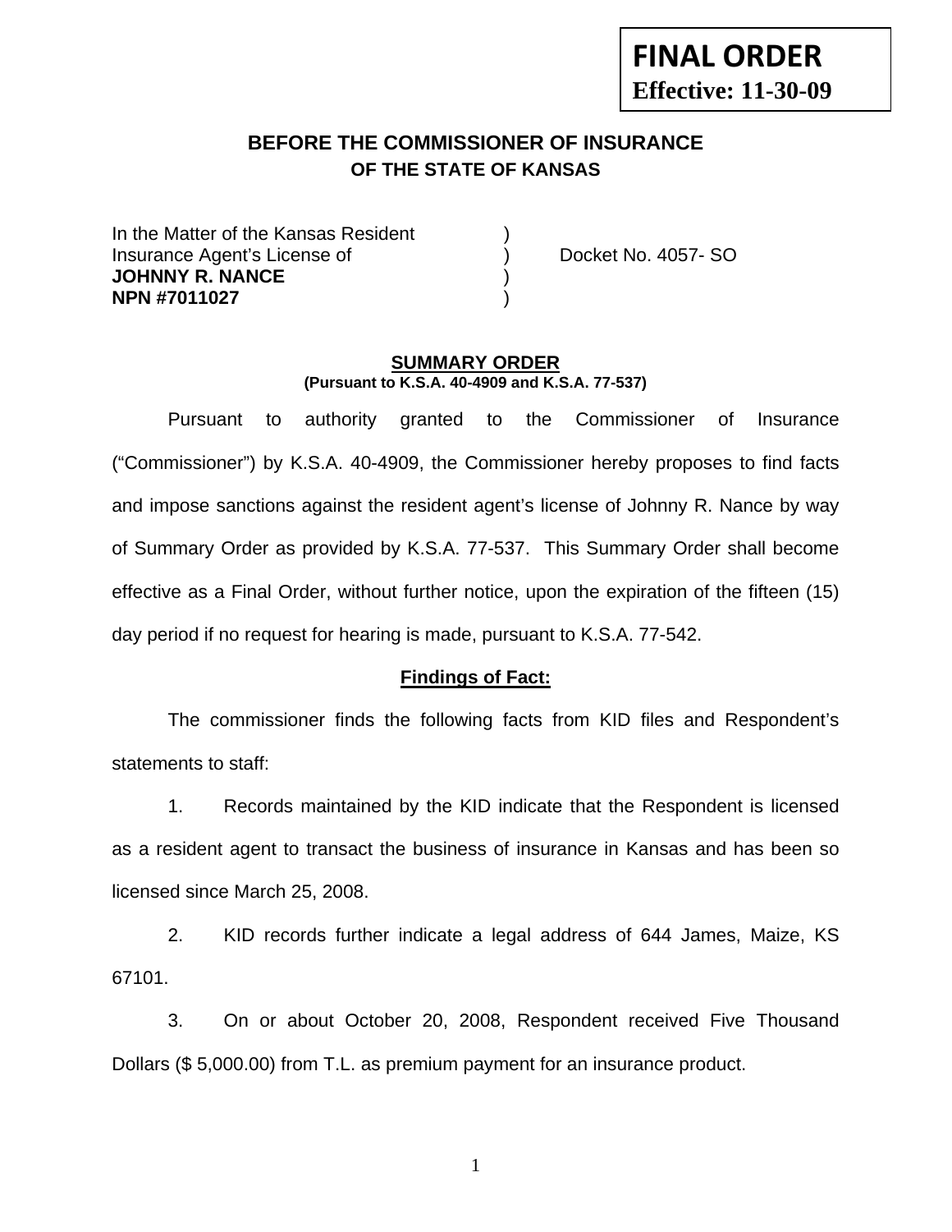**FINAL ORDER**
**Effective: 11-30-09**

## BEFORE THE COMMISSIONER OF INSURANCE
### OF THE STATE OF KANSAS

In the Matter of the Kansas Resident )
Insurance Agent's License of ) Docket No. 4057- SO
**JOHNNY R. NANCE** )
**NPN #7011027** )

### SUMMARY ORDER
**(Pursuant to K.S.A. 40-4909 and K.S.A. 77-537)**

Pursuant to authority granted to the Commissioner of Insurance ("Commissioner") by K.S.A. 40-4909, the Commissioner hereby proposes to find facts and impose sanctions against the resident agent's license of Johnny R. Nance by way of Summary Order as provided by K.S.A. 77-537. This Summary Order shall become effective as a Final Order, without further notice, upon the expiration of the fifteen (15) day period if no request for hearing is made, pursuant to K.S.A. 77-542.

**Findings of Fact:**

The commissioner finds the following facts from KID files and Respondent's statements to staff:

1. Records maintained by the KID indicate that the Respondent is licensed as a resident agent to transact the business of insurance in Kansas and has been so licensed since March 25, 2008.

2. KID records further indicate a legal address of 644 James, Maize, KS 67101.

3. On or about October 20, 2008, Respondent received Five Thousand Dollars ($ 5,000.00) from T.L. as premium payment for an insurance product.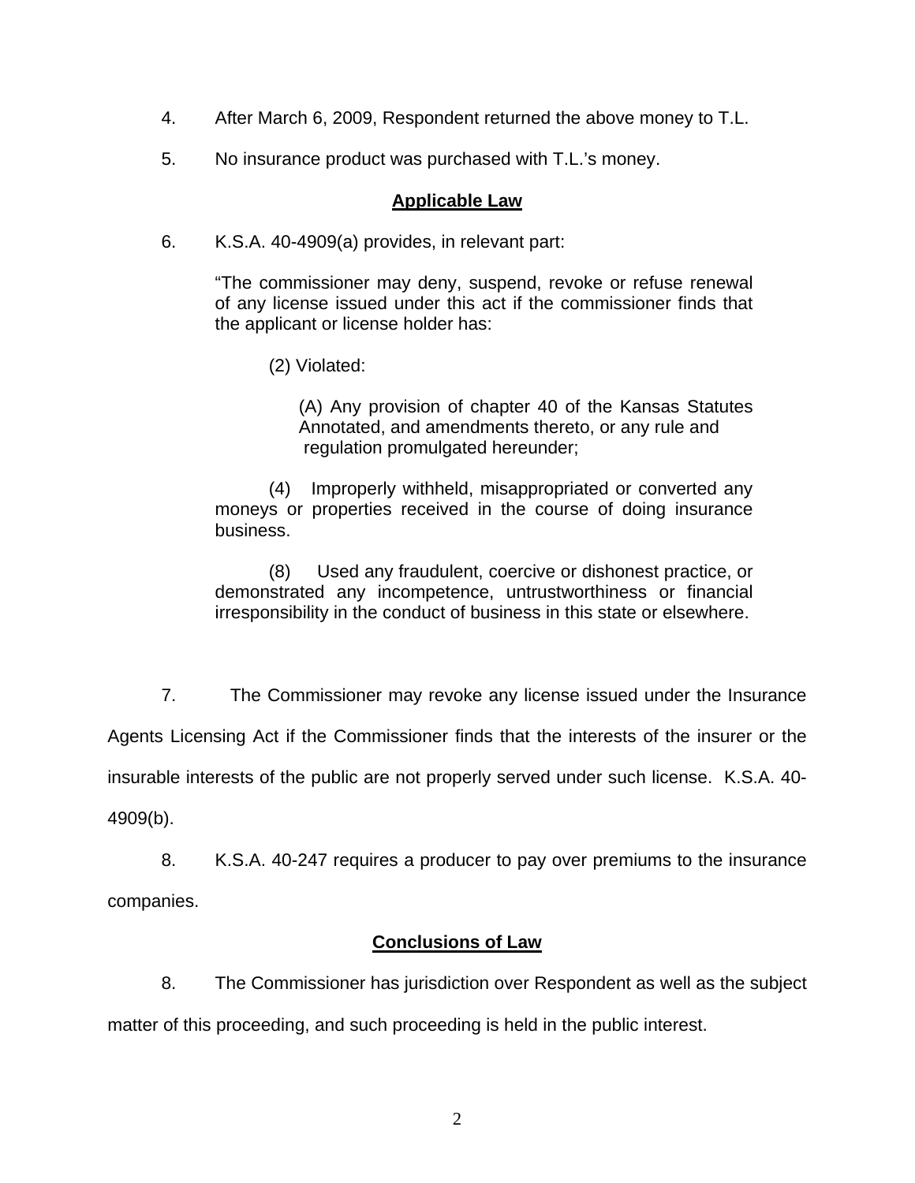4. After March 6, 2009, Respondent returned the above money to T.L.

5. No insurance product was purchased with T.L.'s money.

## Applicable Law

6. K.S.A. 40-4909(a) provides, in relevant part:

> "The commissioner may deny, suspend, revoke or refuse renewal of any license issued under this act if the commissioner finds that the applicant or license holder has:
>
> (2) Violated:
>
> (A) Any provision of chapter 40 of the Kansas Statutes Annotated, and amendments thereto, or any rule and regulation promulgated hereunder;
>
> (4) Improperly withheld, misappropriated or converted any moneys or properties received in the course of doing insurance business.
>
> (8) Used any fraudulent, coercive or dishonest practice, or demonstrated any incompetence, untrustworthiness or financial irresponsibility in the conduct of business in this state or elsewhere.

7. The Commissioner may revoke any license issued under the Insurance Agents Licensing Act if the Commissioner finds that the interests of the insurer or the insurable interests of the public are not properly served under such license. K.S.A. 40-4909(b).

8. K.S.A. 40-247 requires a producer to pay over premiums to the insurance companies.

## Conclusions of Law

8. The Commissioner has jurisdiction over Respondent as well as the subject matter of this proceeding, and such proceeding is held in the public interest.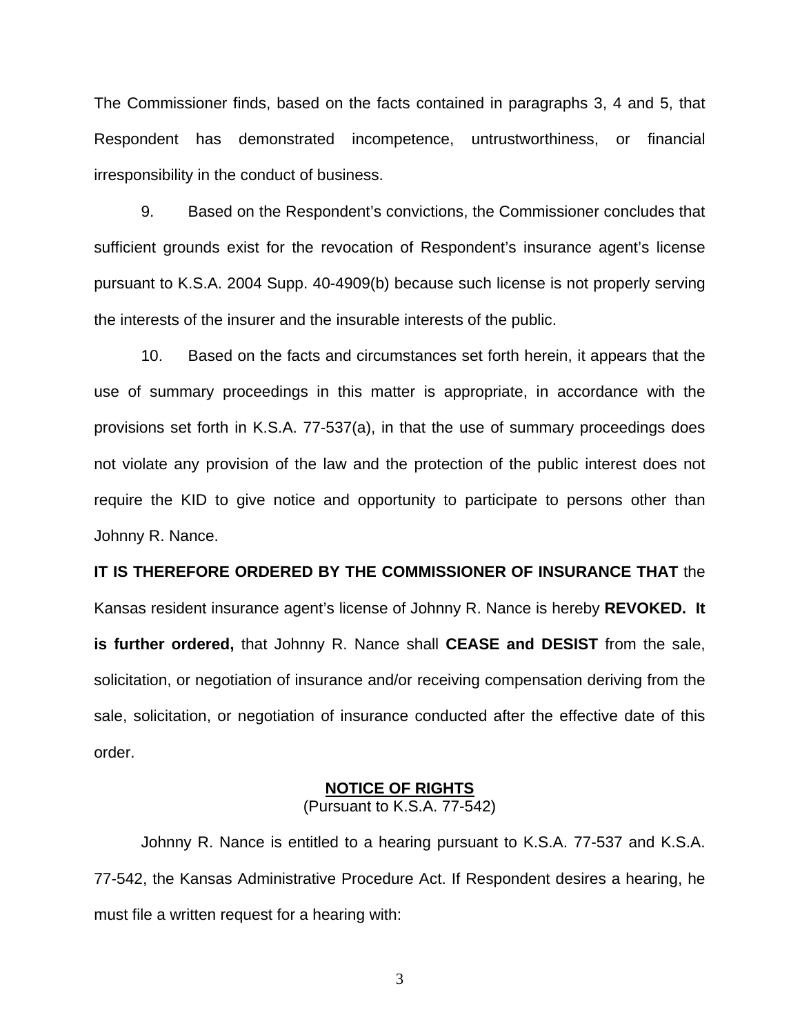The Commissioner finds, based on the facts contained in paragraphs 3, 4 and 5, that Respondent has demonstrated incompetence, untrustworthiness, or financial irresponsibility in the conduct of business.

9. Based on the Respondent's convictions, the Commissioner concludes that sufficient grounds exist for the revocation of Respondent's insurance agent's license pursuant to K.S.A. 2004 Supp. 40-4909(b) because such license is not properly serving the interests of the insurer and the insurable interests of the public.

10. Based on the facts and circumstances set forth herein, it appears that the use of summary proceedings in this matter is appropriate, in accordance with the provisions set forth in K.S.A. 77-537(a), in that the use of summary proceedings does not violate any provision of the law and the protection of the public interest does not require the KID to give notice and opportunity to participate to persons other than Johnny R. Nance.

**IT IS THEREFORE ORDERED BY THE COMMISSIONER OF INSURANCE THAT** the Kansas resident insurance agent's license of Johnny R. Nance is hereby **REVOKED. It is further ordered,** that Johnny R. Nance shall **CEASE and DESIST** from the sale, solicitation, or negotiation of insurance and/or receiving compensation deriving from the sale, solicitation, or negotiation of insurance conducted after the effective date of this order.

## NOTICE OF RIGHTS

(Pursuant to K.S.A. 77-542)

Johnny R. Nance is entitled to a hearing pursuant to K.S.A. 77-537 and K.S.A. 77-542, the Kansas Administrative Procedure Act. If Respondent desires a hearing, he must file a written request for a hearing with: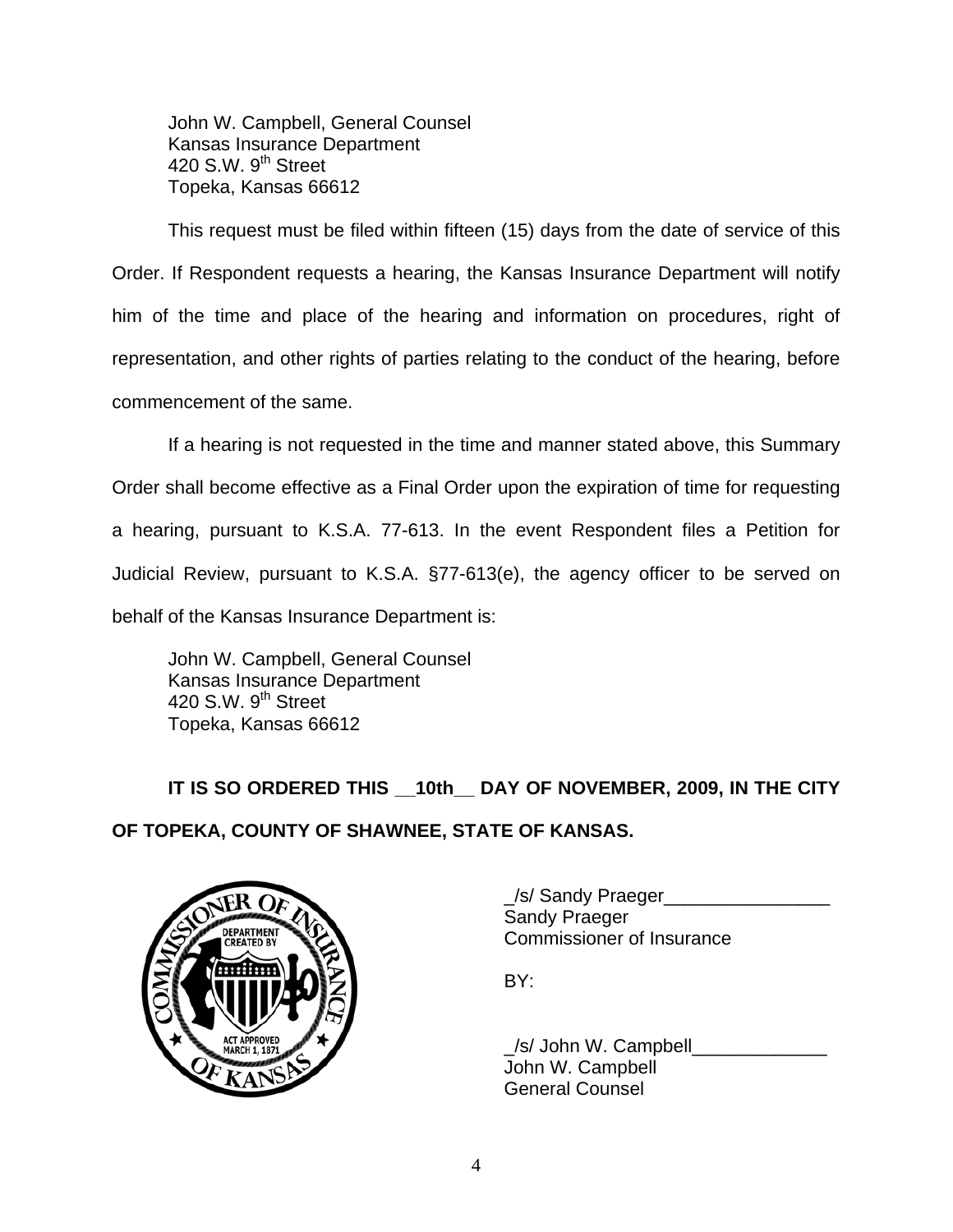John W. Campbell, General Counsel
Kansas Insurance Department
420 S.W. 9th Street
Topeka, Kansas 66612

This request must be filed within fifteen (15) days from the date of service of this Order. If Respondent requests a hearing, the Kansas Insurance Department will notify him of the time and place of the hearing and information on procedures, right of representation, and other rights of parties relating to the conduct of the hearing, before commencement of the same.

If a hearing is not requested in the time and manner stated above, this Summary Order shall become effective as a Final Order upon the expiration of time for requesting a hearing, pursuant to K.S.A. 77-613. In the event Respondent files a Petition for Judicial Review, pursuant to K.S.A. §77-613(e), the agency officer to be served on behalf of the Kansas Insurance Department is:

John W. Campbell, General Counsel
Kansas Insurance Department
420 S.W. 9th Street
Topeka, Kansas 66612

**IT IS SO ORDERED THIS __10th__ DAY OF NOVEMBER, 2009, IN THE CITY OF TOPEKA, COUNTY OF SHAWNEE, STATE OF KANSAS.**

_/s/ Sandy Praeger________________
Sandy Praeger
Commissioner of Insurance

BY:

_/s/ John W. Campbell_____________
John W. Campbell
General Counsel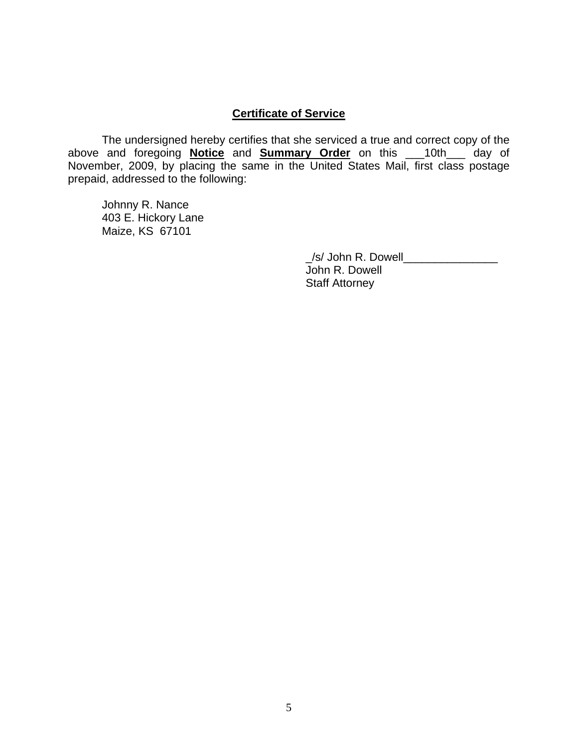**Certificate of Service**

The undersigned hereby certifies that she serviced a true and correct copy of the above and foregoing **Notice** and **Summary Order** on this ___10th___ day of November, 2009, by placing the same in the United States Mail, first class postage prepaid, addressed to the following:

Johnny R. Nance
403 E. Hickory Lane
Maize, KS 67101

_/s/ John R. Dowell_______________
John R. Dowell
Staff Attorney